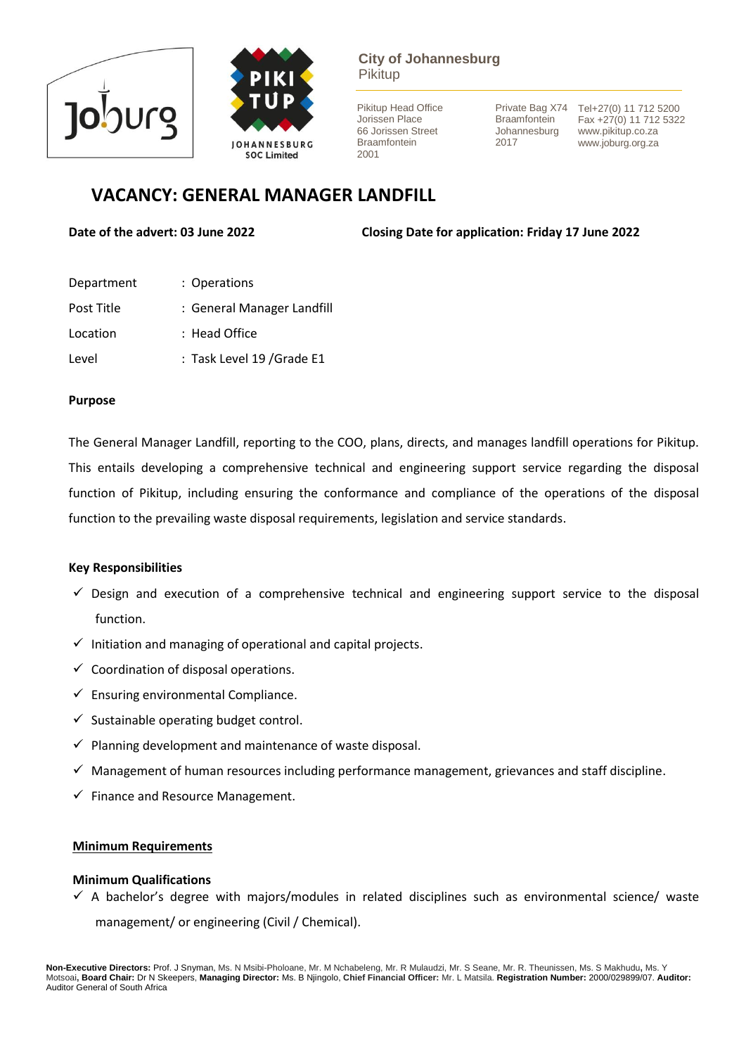City of Johannesburg
Pikitup

Pikitup Head Office
Jorissen Place
66 Jorissen Street
Braamfontein
2001

Private Bag X74
Braamfontein
Johannesburg
2017

Tel+27(0) 11 712 5200
Fax +27(0) 11 712 5322
www.pikitup.co.za
www.joburg.org.za

# VACANCY: GENERAL MANAGER LANDFILL

**Date of the advert: 03 June 2022** **Closing Date for application: Friday 17 June 2022**

| | |
|---|---|
| Department | : Operations |
| Post Title | : General Manager Landfill |
| Location | : Head Office |
| Level | : Task Level 19 /Grade E1 |

**Purpose**

The General Manager Landfill, reporting to the COO, plans, directs, and manages landfill operations for Pikitup. This entails developing a comprehensive technical and engineering support service regarding the disposal function of Pikitup, including ensuring the conformance and compliance of the operations of the disposal function to the prevailing waste disposal requirements, legislation and service standards.

**Key Responsibilities**

- ✓ Design and execution of a comprehensive technical and engineering support service to the disposal function.
- ✓ Initiation and managing of operational and capital projects.
- ✓ Coordination of disposal operations.
- ✓ Ensuring environmental Compliance.
- ✓ Sustainable operating budget control.
- ✓ Planning development and maintenance of waste disposal.
- ✓ Management of human resources including performance management, grievances and staff discipline.
- ✓ Finance and Resource Management.

**Minimum Requirements**

**Minimum Qualifications**

- ✓ A bachelor's degree with majors/modules in related disciplines such as environmental science/ waste management/ or engineering (Civil / Chemical).

**Non-Executive Directors:** Prof. J Snyman, Ms. N Msibi-Pholoane, Mr. M Nchabeleng, Mr. R Mulaudzi, Mr. S Seane, Mr. R. Theunissen, Ms. S Makhudu**,** Ms. Y Motsoai**, Board Chair:** Dr N Skeepers, **Managing Director:** Ms. B Njingolo, **Chief Financial Officer:** Mr. L Matsila. **Registration Number:** 2000/029899/07. **Auditor:** Auditor General of South Africa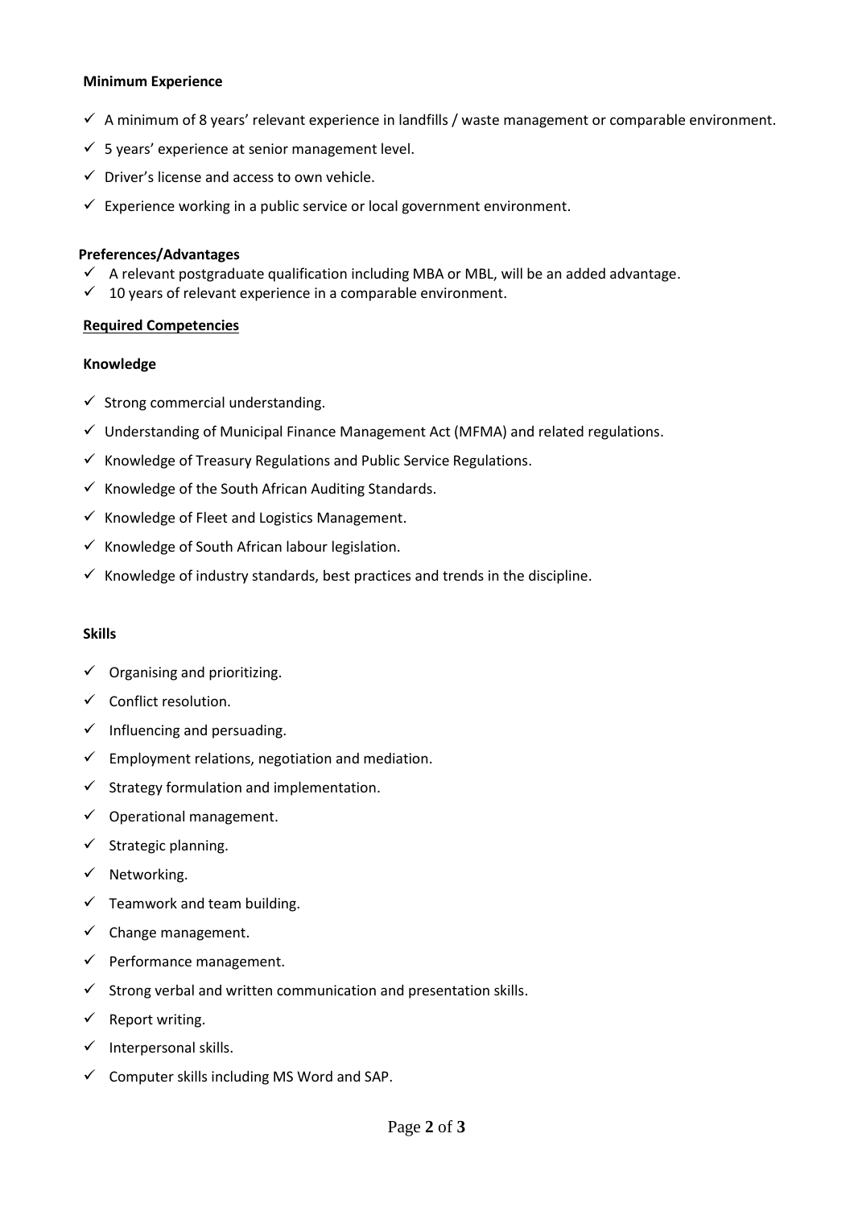**Minimum Experience**

- ✓ A minimum of 8 years' relevant experience in landfills / waste management or comparable environment.
- ✓ 5 years' experience at senior management level.
- ✓ Driver's license and access to own vehicle.
- ✓ Experience working in a public service or local government environment.

**Preferences/Advantages**

- ✓ A relevant postgraduate qualification including MBA or MBL, will be an added advantage.
- ✓ 10 years of relevant experience in a comparable environment.

**Required Competencies**

**Knowledge**

- ✓ Strong commercial understanding.
- ✓ Understanding of Municipal Finance Management Act (MFMA) and related regulations.
- ✓ Knowledge of Treasury Regulations and Public Service Regulations.
- ✓ Knowledge of the South African Auditing Standards.
- ✓ Knowledge of Fleet and Logistics Management.
- ✓ Knowledge of South African labour legislation.
- ✓ Knowledge of industry standards, best practices and trends in the discipline.

**Skills**

- ✓ Organising and prioritizing.
- ✓ Conflict resolution.
- ✓ Influencing and persuading.
- ✓ Employment relations, negotiation and mediation.
- ✓ Strategy formulation and implementation.
- ✓ Operational management.
- ✓ Strategic planning.
- ✓ Networking.
- ✓ Teamwork and team building.
- ✓ Change management.
- ✓ Performance management.
- ✓ Strong verbal and written communication and presentation skills.
- ✓ Report writing.
- ✓ Interpersonal skills.
- ✓ Computer skills including MS Word and SAP.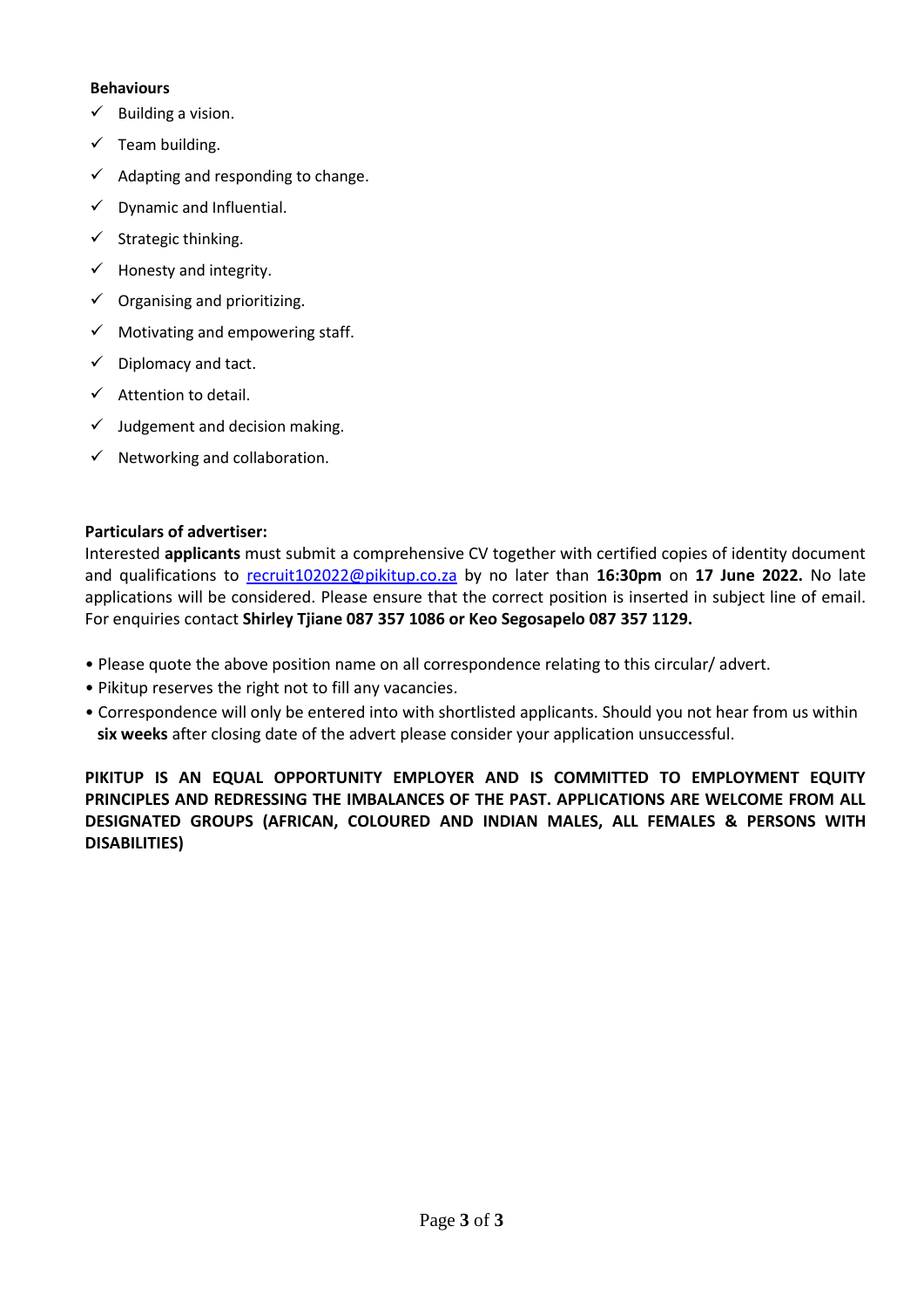**Behaviours**

- ✓ Building a vision.
- ✓ Team building.
- ✓ Adapting and responding to change.
- ✓ Dynamic and Influential.
- ✓ Strategic thinking.
- ✓ Honesty and integrity.
- ✓ Organising and prioritizing.
- ✓ Motivating and empowering staff.
- ✓ Diplomacy and tact.
- ✓ Attention to detail.
- ✓ Judgement and decision making.
- ✓ Networking and collaboration.

**Particulars of advertiser:**

Interested **applicants** must submit a comprehensive CV together with certified copies of identity document and qualifications to recruit102022@pikitup.co.za by no later than **16:30pm** on **17 June 2022.** No late applications will be considered. Please ensure that the correct position is inserted in subject line of email. For enquiries contact **Shirley Tjiane 087 357 1086 or Keo Segosapelo 087 357 1129.**

- Please quote the above position name on all correspondence relating to this circular/ advert.
- Pikitup reserves the right not to fill any vacancies.
- Correspondence will only be entered into with shortlisted applicants. Should you not hear from us within **six weeks** after closing date of the advert please consider your application unsuccessful.

**PIKITUP IS AN EQUAL OPPORTUNITY EMPLOYER AND IS COMMITTED TO EMPLOYMENT EQUITY PRINCIPLES AND REDRESSING THE IMBALANCES OF THE PAST. APPLICATIONS ARE WELCOME FROM ALL DESIGNATED GROUPS (AFRICAN, COLOURED AND INDIAN MALES, ALL FEMALES & PERSONS WITH DISABILITIES)**